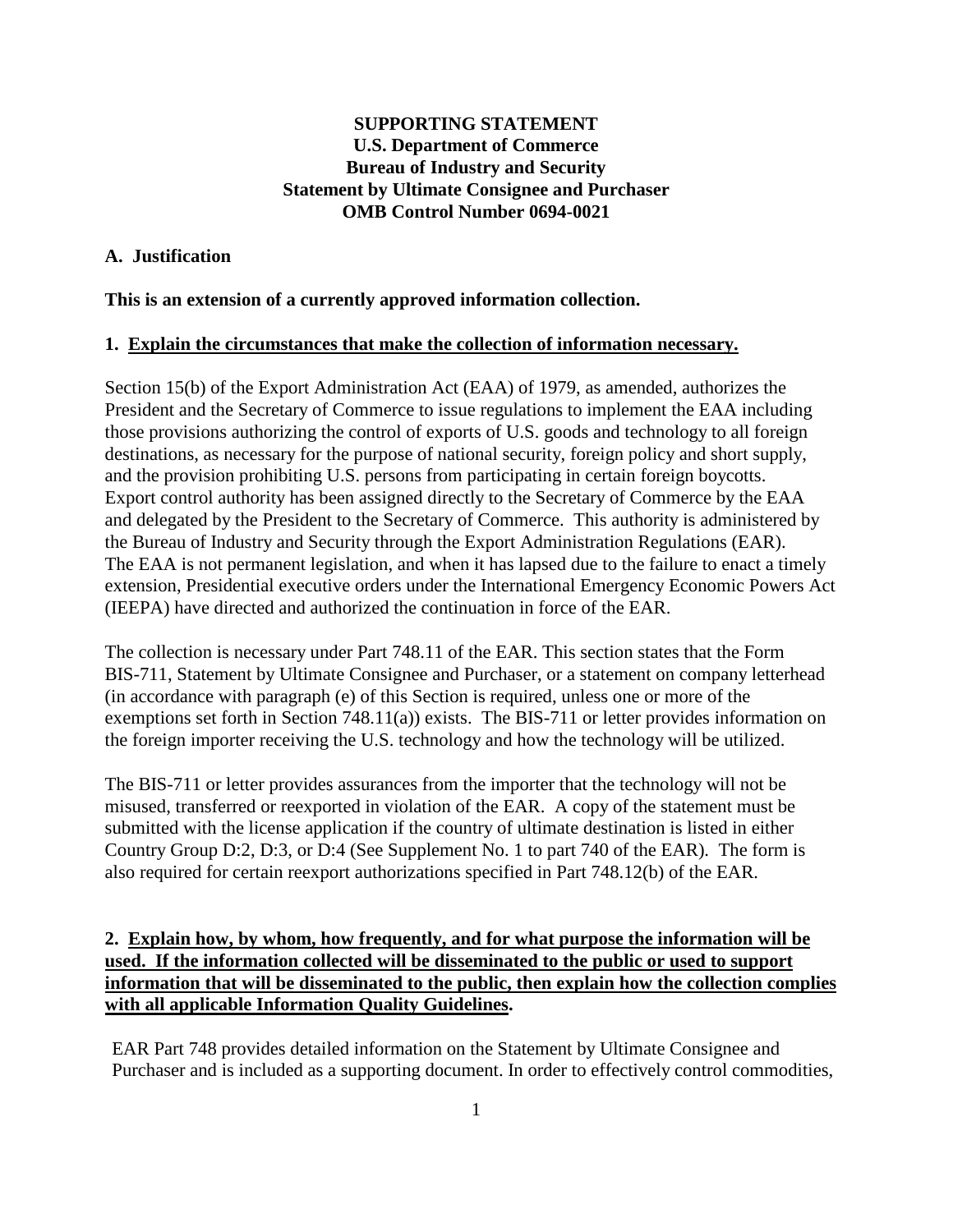**SUPPORTING STATEMENT**
**U.S. Department of Commerce**
**Bureau of Industry and Security**
**Statement by Ultimate Consignee and Purchaser**
**OMB Control Number 0694-0021**

## A. Justification

**This is an extension of a currently approved information collection.**

### 1. Explain the circumstances that make the collection of information necessary.

Section 15(b) of the Export Administration Act (EAA) of 1979, as amended, authorizes the President and the Secretary of Commerce to issue regulations to implement the EAA including those provisions authorizing the control of exports of U.S. goods and technology to all foreign destinations, as necessary for the purpose of national security, foreign policy and short supply, and the provision prohibiting U.S. persons from participating in certain foreign boycotts. Export control authority has been assigned directly to the Secretary of Commerce by the EAA and delegated by the President to the Secretary of Commerce. This authority is administered by the Bureau of Industry and Security through the Export Administration Regulations (EAR). The EAA is not permanent legislation, and when it has lapsed due to the failure to enact a timely extension, Presidential executive orders under the International Emergency Economic Powers Act (IEEPA) have directed and authorized the continuation in force of the EAR.

The collection is necessary under Part 748.11 of the EAR. This section states that the Form BIS-711, Statement by Ultimate Consignee and Purchaser, or a statement on company letterhead (in accordance with paragraph (e) of this Section is required, unless one or more of the exemptions set forth in Section 748.11(a)) exists. The BIS-711 or letter provides information on the foreign importer receiving the U.S. technology and how the technology will be utilized.

The BIS-711 or letter provides assurances from the importer that the technology will not be misused, transferred or reexported in violation of the EAR. A copy of the statement must be submitted with the license application if the country of ultimate destination is listed in either Country Group D:2, D:3, or D:4 (See Supplement No. 1 to part 740 of the EAR). The form is also required for certain reexport authorizations specified in Part 748.12(b) of the EAR.

### 2. Explain how, by whom, how frequently, and for what purpose the information will be used. If the information collected will be disseminated to the public or used to support information that will be disseminated to the public, then explain how the collection complies with all applicable Information Quality Guidelines.

EAR Part 748 provides detailed information on the Statement by Ultimate Consignee and Purchaser and is included as a supporting document. In order to effectively control commodities,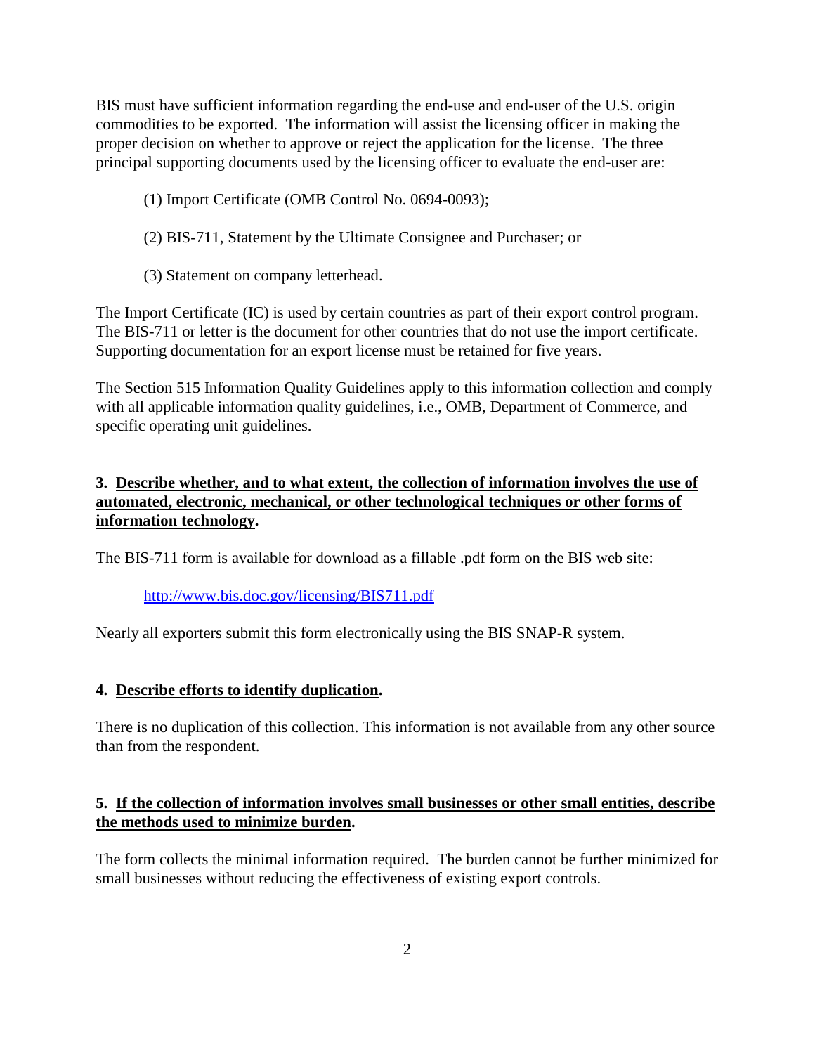BIS must have sufficient information regarding the end-use and end-user of the U.S. origin commodities to be exported. The information will assist the licensing officer in making the proper decision on whether to approve or reject the application for the license. The three principal supporting documents used by the licensing officer to evaluate the end-user are:

(1) Import Certificate (OMB Control No. 0694-0093);

(2) BIS-711, Statement by the Ultimate Consignee and Purchaser; or

(3) Statement on company letterhead.

The Import Certificate (IC) is used by certain countries as part of their export control program. The BIS-711 or letter is the document for other countries that do not use the import certificate. Supporting documentation for an export license must be retained for five years.

The Section 515 Information Quality Guidelines apply to this information collection and comply with all applicable information quality guidelines, i.e., OMB, Department of Commerce, and specific operating unit guidelines.

**3. <u>Describe whether, and to what extent, the collection of information involves the use of automated, electronic, mechanical, or other technological techniques or other forms of information technology</u>.**

The BIS-711 form is available for download as a fillable .pdf form on the BIS web site:

[http://www.bis.doc.gov/licensing/BIS711.pdf](http://www.bis.doc.gov/licensing/BIS711.pdf)

Nearly all exporters submit this form electronically using the BIS SNAP-R system.

**4. <u>Describe efforts to identify duplication</u>.**

There is no duplication of this collection. This information is not available from any other source than from the respondent.

**5. <u>If the collection of information involves small businesses or other small entities, describe the methods used to minimize burden</u>.**

The form collects the minimal information required. The burden cannot be further minimized for small businesses without reducing the effectiveness of existing export controls.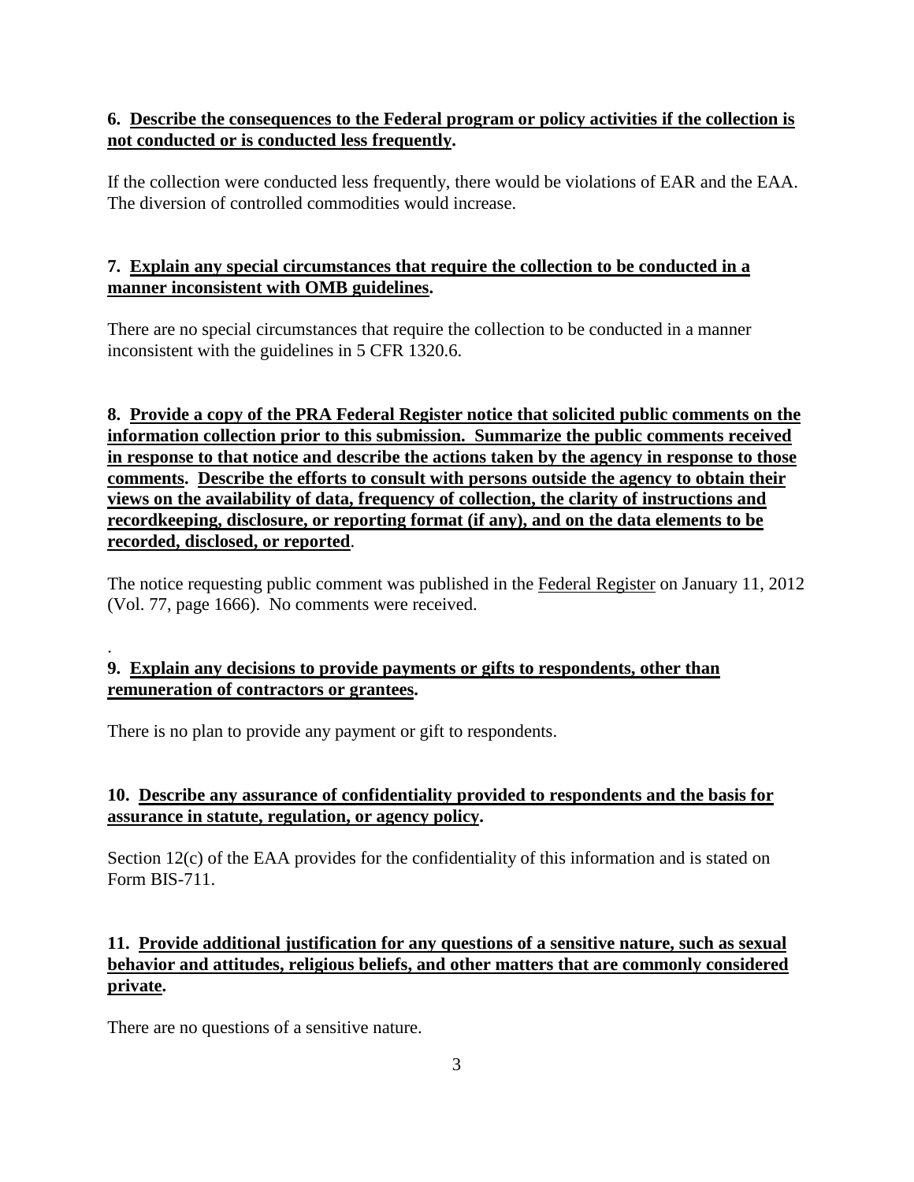**6. <u>Describe the consequences to the Federal program or policy activities if the collection is not conducted or is conducted less frequently</u>.**

If the collection were conducted less frequently, there would be violations of EAR and the EAA. The diversion of controlled commodities would increase.

**7. <u>Explain any special circumstances that require the collection to be conducted in a manner inconsistent with OMB guidelines</u>.**

There are no special circumstances that require the collection to be conducted in a manner inconsistent with the guidelines in 5 CFR 1320.6.

**8. <u>Provide a copy of the PRA Federal Register notice that solicited public comments on the information collection prior to this submission. Summarize the public comments received in response to that notice and describe the actions taken by the agency in response to those comments</u>. <u>Describe the efforts to consult with persons outside the agency to obtain their views on the availability of data, frequency of collection, the clarity of instructions and recordkeeping, disclosure, or reporting format (if any), and on the data elements to be recorded, disclosed, or reported</u>.**

The notice requesting public comment was published in the <u>Federal Register</u> on January 11, 2012 (Vol. 77, page 1666). No comments were received.

.

**9. <u>Explain any decisions to provide payments or gifts to respondents, other than remuneration of contractors or grantees</u>.**

There is no plan to provide any payment or gift to respondents.

**10. <u>Describe any assurance of confidentiality provided to respondents and the basis for assurance in statute, regulation, or agency policy</u>.**

Section 12(c) of the EAA provides for the confidentiality of this information and is stated on Form BIS-711.

**11. <u>Provide additional justification for any questions of a sensitive nature, such as sexual behavior and attitudes, religious beliefs, and other matters that are commonly considered private</u>.**

There are no questions of a sensitive nature.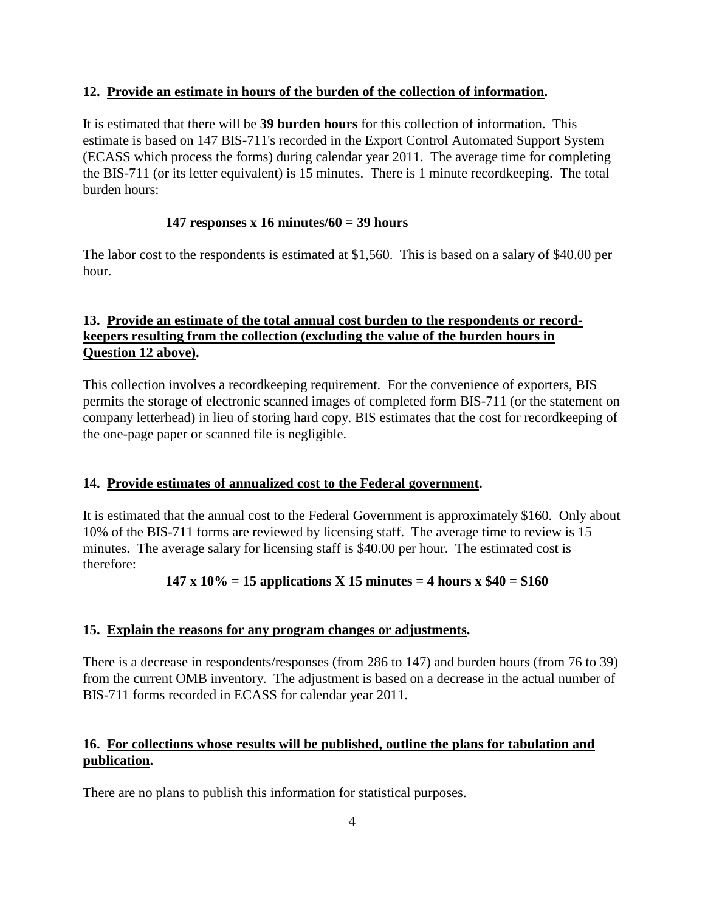**12. <u>Provide an estimate in hours of the burden of the collection of information</u>.**

It is estimated that there will be **39 burden hours** for this collection of information. This estimate is based on 147 BIS-711's recorded in the Export Control Automated Support System (ECASS which process the forms) during calendar year 2011. The average time for completing the BIS-711 (or its letter equivalent) is 15 minutes. There is 1 minute recordkeeping. The total burden hours:

**147 responses x 16 minutes/60 = 39 hours**

The labor cost to the respondents is estimated at $1,560. This is based on a salary of $40.00 per hour.

**13. <u>Provide an estimate of the total annual cost burden to the respondents or record-keepers resulting from the collection (excluding the value of the burden hours in Question 12 above)</u>.**

This collection involves a recordkeeping requirement. For the convenience of exporters, BIS permits the storage of electronic scanned images of completed form BIS-711 (or the statement on company letterhead) in lieu of storing hard copy. BIS estimates that the cost for recordkeeping of the one-page paper or scanned file is negligible.

**14. <u>Provide estimates of annualized cost to the Federal government</u>.**

It is estimated that the annual cost to the Federal Government is approximately $160. Only about 10% of the BIS-711 forms are reviewed by licensing staff. The average time to review is 15 minutes. The average salary for licensing staff is $40.00 per hour. The estimated cost is therefore:

**147 x 10% = 15 applications X 15 minutes = 4 hours x $40 = $160**

**15. <u>Explain the reasons for any program changes or adjustments</u>.**

There is a decrease in respondents/responses (from 286 to 147) and burden hours (from 76 to 39) from the current OMB inventory. The adjustment is based on a decrease in the actual number of BIS-711 forms recorded in ECASS for calendar year 2011.

**16. <u>For collections whose results will be published, outline the plans for tabulation and publication</u>.**

There are no plans to publish this information for statistical purposes.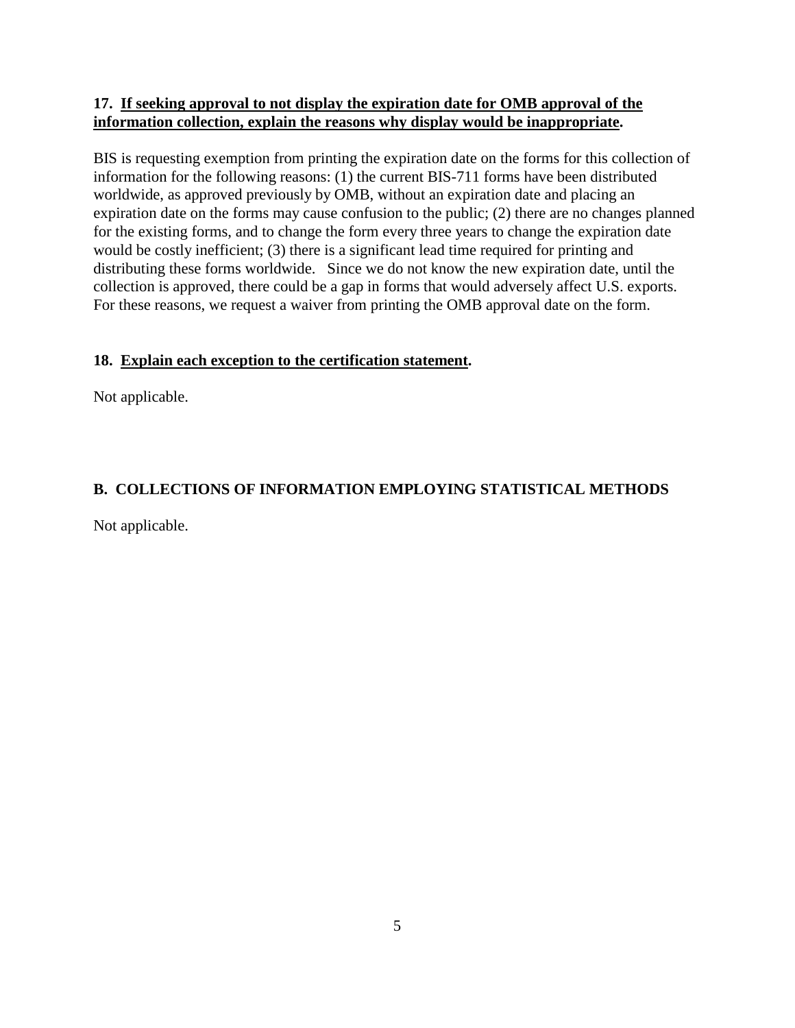**17. <u>If seeking approval to not display the expiration date for OMB approval of the information collection, explain the reasons why display would be inappropriate</u>.**

BIS is requesting exemption from printing the expiration date on the forms for this collection of information for the following reasons: (1) the current BIS-711 forms have been distributed worldwide, as approved previously by OMB, without an expiration date and placing an expiration date on the forms may cause confusion to the public; (2) there are no changes planned for the existing forms, and to change the form every three years to change the expiration date would be costly inefficient; (3) there is a significant lead time required for printing and distributing these forms worldwide. Since we do not know the new expiration date, until the collection is approved, there could be a gap in forms that would adversely affect U.S. exports. For these reasons, we request a waiver from printing the OMB approval date on the form.

**18. <u>Explain each exception to the certification statement</u>.**

Not applicable.

## B. COLLECTIONS OF INFORMATION EMPLOYING STATISTICAL METHODS

Not applicable.